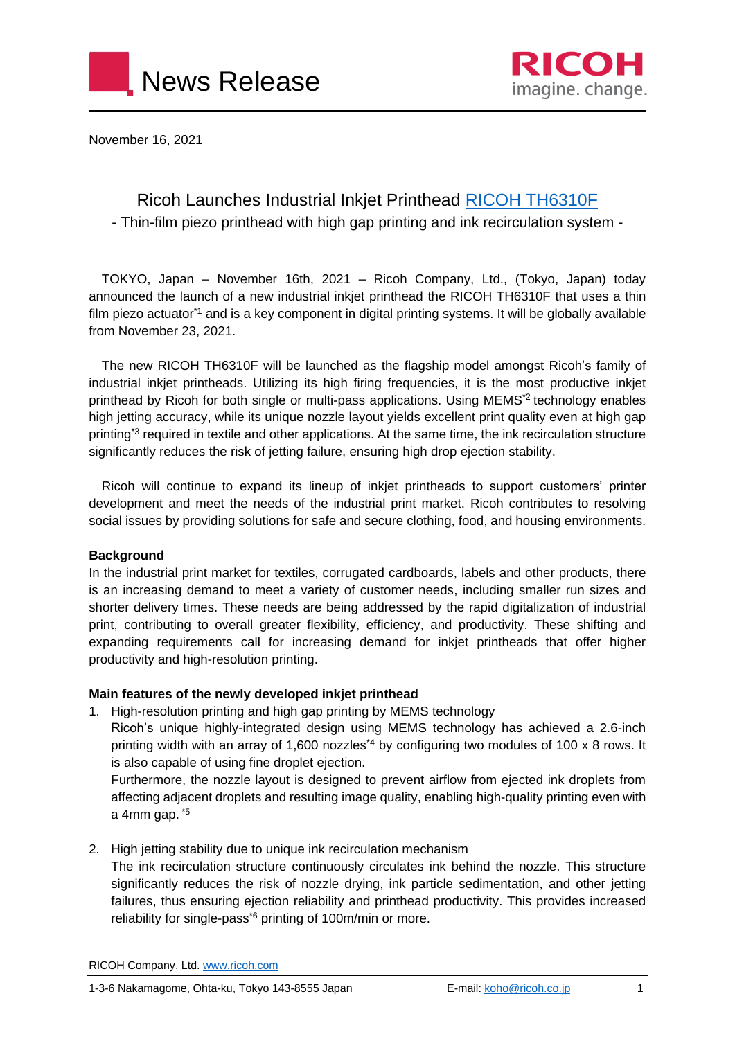# News Release

November 16, 2021

## Ricoh Launches Industrial Inkjet Printhead RICOH TH6310F

- Thin-film piezo printhead with high gap printing and ink recirculation system -

TOKYO, Japan – November 16th, 2021 – Ricoh Company, Ltd., (Tokyo, Japan) today announced the launch of a new industrial inkjet printhead the RICOH TH6310F that uses a thin film piezo actuator[*1] and is a key component in digital printing systems. It will be globally available from November 23, 2021.

The new RICOH TH6310F will be launched as the flagship model amongst Ricoh's family of industrial inkjet printheads. Utilizing its high firing frequencies, it is the most productive inkjet printhead by Ricoh for both single or multi-pass applications. Using MEMS[*2] technology enables high jetting accuracy, while its unique nozzle layout yields excellent print quality even at high gap printing[*3] required in textile and other applications. At the same time, the ink recirculation structure significantly reduces the risk of jetting failure, ensuring high drop ejection stability.

Ricoh will continue to expand its lineup of inkjet printheads to support customers' printer development and meet the needs of the industrial print market. Ricoh contributes to resolving social issues by providing solutions for safe and secure clothing, food, and housing environments.

**Background**

In the industrial print market for textiles, corrugated cardboards, labels and other products, there is an increasing demand to meet a variety of customer needs, including smaller run sizes and shorter delivery times. These needs are being addressed by the rapid digitalization of industrial print, contributing to overall greater flexibility, efficiency, and productivity. These shifting and expanding requirements call for increasing demand for inkjet printheads that offer higher productivity and high-resolution printing.

**Main features of the newly developed inkjet printhead**

1. High-resolution printing and high gap printing by MEMS technology
   Ricoh's unique highly-integrated design using MEMS technology has achieved a 2.6-inch printing width with an array of 1,600 nozzles[*4] by configuring two modules of 100 x 8 rows. It is also capable of using fine droplet ejection.
   Furthermore, the nozzle layout is designed to prevent airflow from ejected ink droplets from affecting adjacent droplets and resulting image quality, enabling high-quality printing even with a 4mm gap. [*5]

2. High jetting stability due to unique ink recirculation mechanism
   The ink recirculation structure continuously circulates ink behind the nozzle. This structure significantly reduces the risk of nozzle drying, ink particle sedimentation, and other jetting failures, thus ensuring ejection reliability and printhead productivity. This provides increased reliability for single-pass[*6] printing of 100m/min or more.

RICOH Company, Ltd. www.ricoh.com

1-3-6 Nakamagome, Ohta-ku, Tokyo 143-8555 Japan E-mail: koho@ricoh.co.jp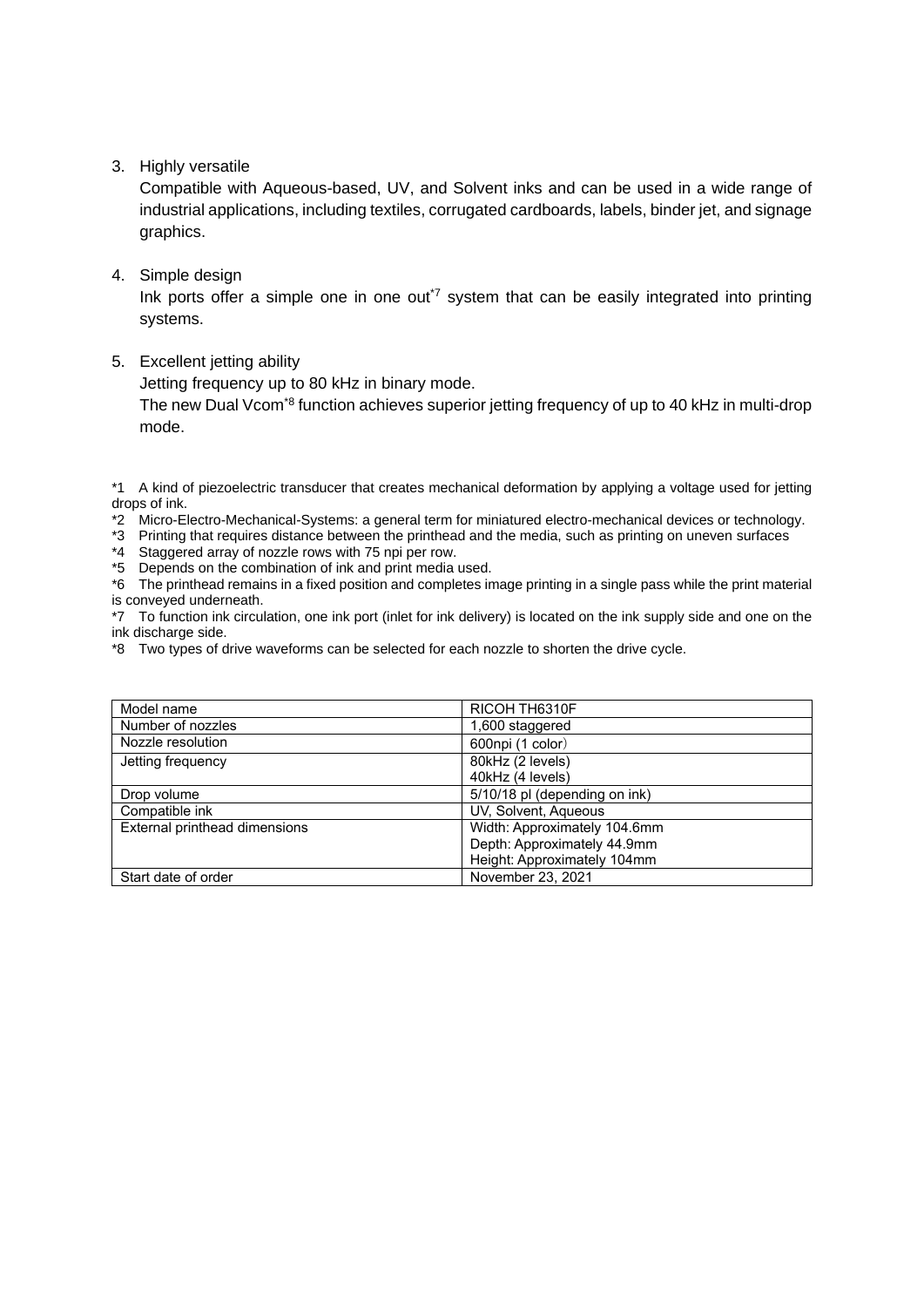3. Highly versatile

   Compatible with Aqueous-based, UV, and Solvent inks and can be used in a wide range of industrial applications, including textiles, corrugated cardboards, labels, binder jet, and signage graphics.

4. Simple design

   Ink ports offer a simple one in one out[*7] system that can be easily integrated into printing systems.

5. Excellent jetting ability

   Jetting frequency up to 80 kHz in binary mode.

   The new Dual Vcom[*8] function achieves superior jetting frequency of up to 40 kHz in multi-drop mode.

*1 A kind of piezoelectric transducer that creates mechanical deformation by applying a voltage used for jetting drops of ink.

*2 Micro-Electro-Mechanical-Systems: a general term for miniatured electro-mechanical devices or technology.

*3 Printing that requires distance between the printhead and the media, such as printing on uneven surfaces

*4 Staggered array of nozzle rows with 75 npi per row.

*5 Depends on the combination of ink and print media used.

*6 The printhead remains in a fixed position and completes image printing in a single pass while the print material is conveyed underneath.

*7 To function ink circulation, one ink port (inlet for ink delivery) is located on the ink supply side and one on the ink discharge side.

*8 Two types of drive waveforms can be selected for each nozzle to shorten the drive cycle.

| Model name | RICOH TH6310F |
|---|---|
| Number of nozzles | 1,600 staggered |
| Nozzle resolution | 600npi (1 color) |
| Jetting frequency | 80kHz (2 levels)<br>40kHz (4 levels) |
| Drop volume | 5/10/18 pl (depending on ink) |
| Compatible ink | UV, Solvent, Aqueous |
| External printhead dimensions | Width: Approximately 104.6mm<br>Depth: Approximately 44.9mm<br>Height: Approximately 104mm |
| Start date of order | November 23, 2021 |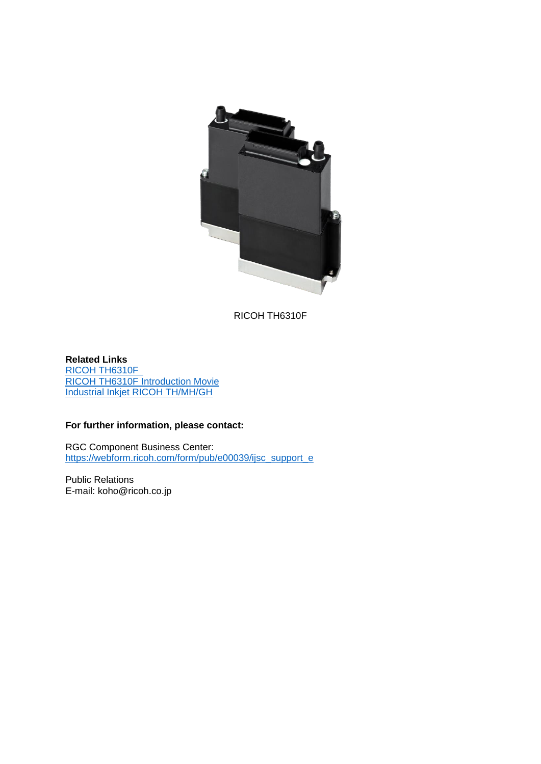RICOH TH6310F

**Related Links**
RICOH TH6310F
RICOH TH6310F Introduction Movie
Industrial Inkjet RICOH TH/MH/GH

**For further information, please contact:**

RGC Component Business Center:
https://webform.ricoh.com/form/pub/e00039/ijsc_support_e

Public Relations
E-mail: koho@ricoh.co.jp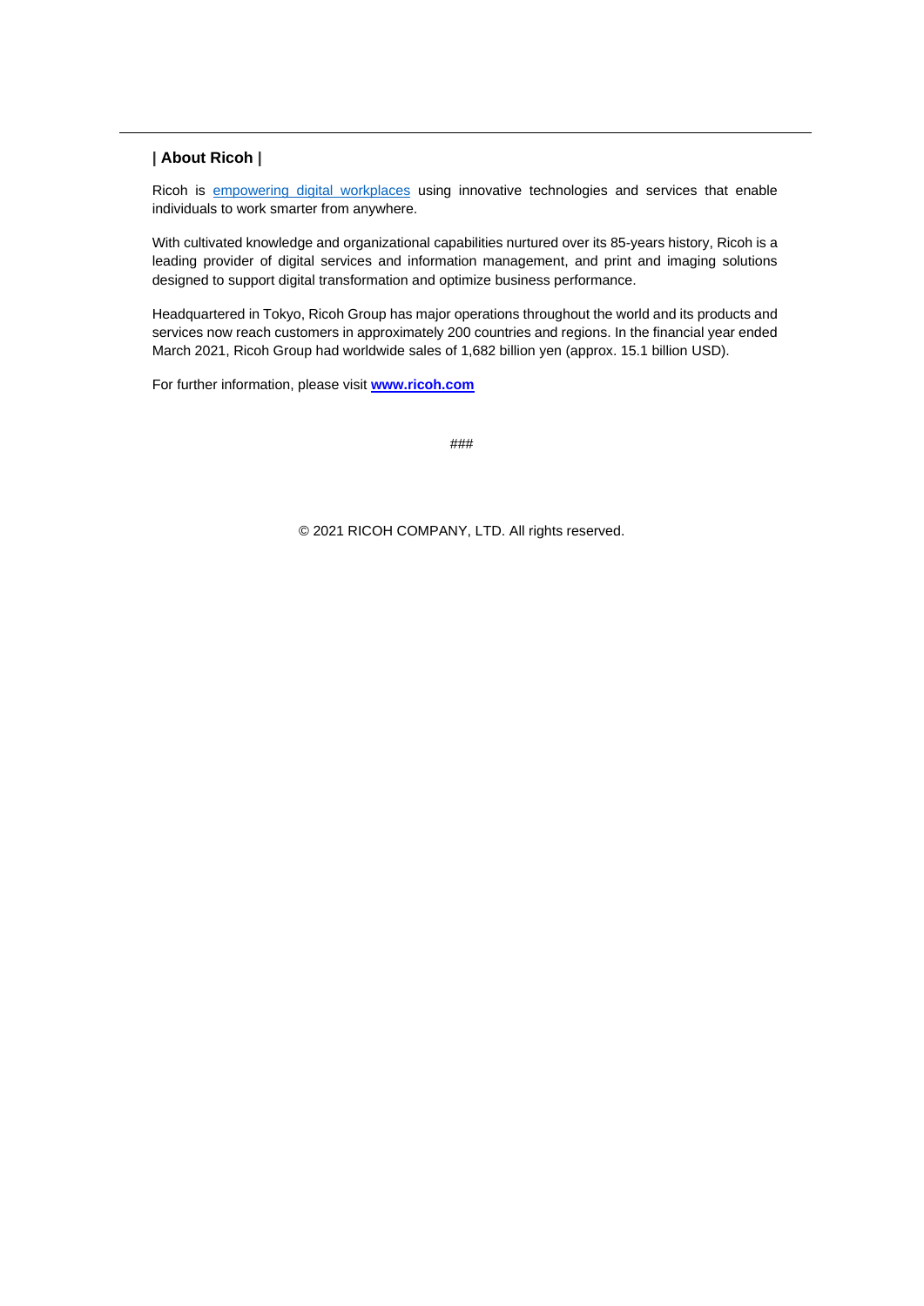## | About Ricoh |

Ricoh is empowering digital workplaces using innovative technologies and services that enable individuals to work smarter from anywhere.

With cultivated knowledge and organizational capabilities nurtured over its 85-years history, Ricoh is a leading provider of digital services and information management, and print and imaging solutions designed to support digital transformation and optimize business performance.

Headquartered in Tokyo, Ricoh Group has major operations throughout the world and its products and services now reach customers in approximately 200 countries and regions. In the financial year ended March 2021, Ricoh Group had worldwide sales of 1,682 billion yen (approx. 15.1 billion USD).

For further information, please visit **www.ricoh.com**

###

© 2021 RICOH COMPANY, LTD. All rights reserved.